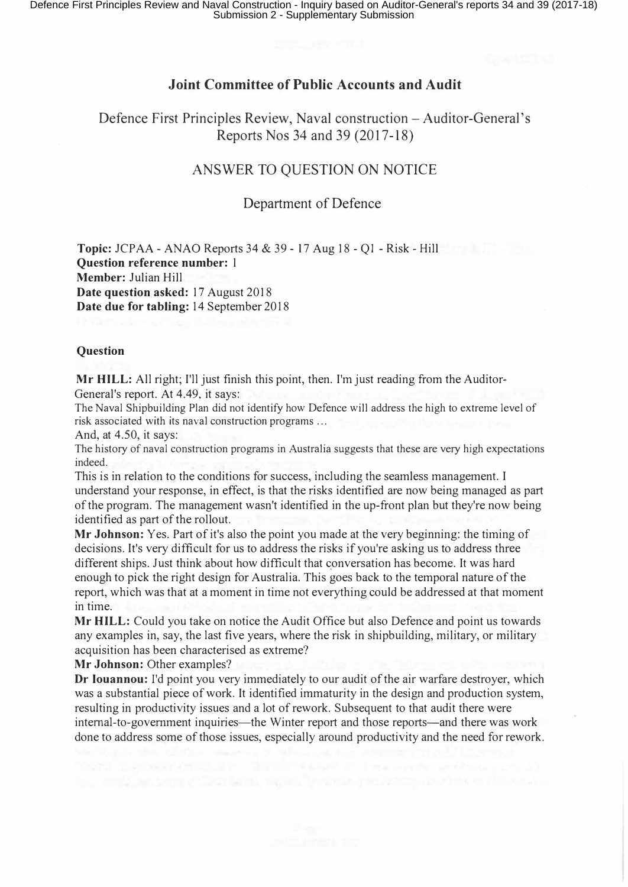**Joint Committee of Public Accounts and Audit**

Defence First Principles Review, Naval construction – Auditor-General's Reports Nos 34 and 39 (2017-18)

ANSWER TO QUESTION ON NOTICE

Department of Defence

**Topic:** JCPAA - ANAO Reports 34 & 39 - 17 Aug 18 - Q1 - Risk - Hill
**Question reference number:** 1
**Member:** Julian Hill
**Date question asked:** 17 August 2018
**Date due for tabling:** 14 September 2018

**Question**

**Mr HILL:** All right; I'll just finish this point, then. I'm just reading from the Auditor-General's report. At 4.49, it says:

The Naval Shipbuilding Plan did not identify how Defence will address the high to extreme level of risk associated with its naval construction programs …

And, at 4.50, it says:

The history of naval construction programs in Australia suggests that these are very high expectations indeed.

This is in relation to the conditions for success, including the seamless management. I understand your response, in effect, is that the risks identified are now being managed as part of the program. The management wasn't identified in the up-front plan but they're now being identified as part of the rollout.

**Mr Johnson:** Yes. Part of it's also the point you made at the very beginning: the timing of decisions. It's very difficult for us to address the risks if you're asking us to address three different ships. Just think about how difficult that conversation has become. It was hard enough to pick the right design for Australia. This goes back to the temporal nature of the report, which was that at a moment in time not everything could be addressed at that moment in time.

**Mr HILL:** Could you take on notice the Audit Office but also Defence and point us towards any examples in, say, the last five years, where the risk in shipbuilding, military, or military acquisition has been characterised as extreme?

**Mr Johnson:** Other examples?

**Dr Iouannou:** I'd point you very immediately to our audit of the air warfare destroyer, which was a substantial piece of work. It identified immaturity in the design and production system, resulting in productivity issues and a lot of rework. Subsequent to that audit there were internal-to-government inquiries—the Winter report and those reports—and there was work done to address some of those issues, especially around productivity and the need for rework.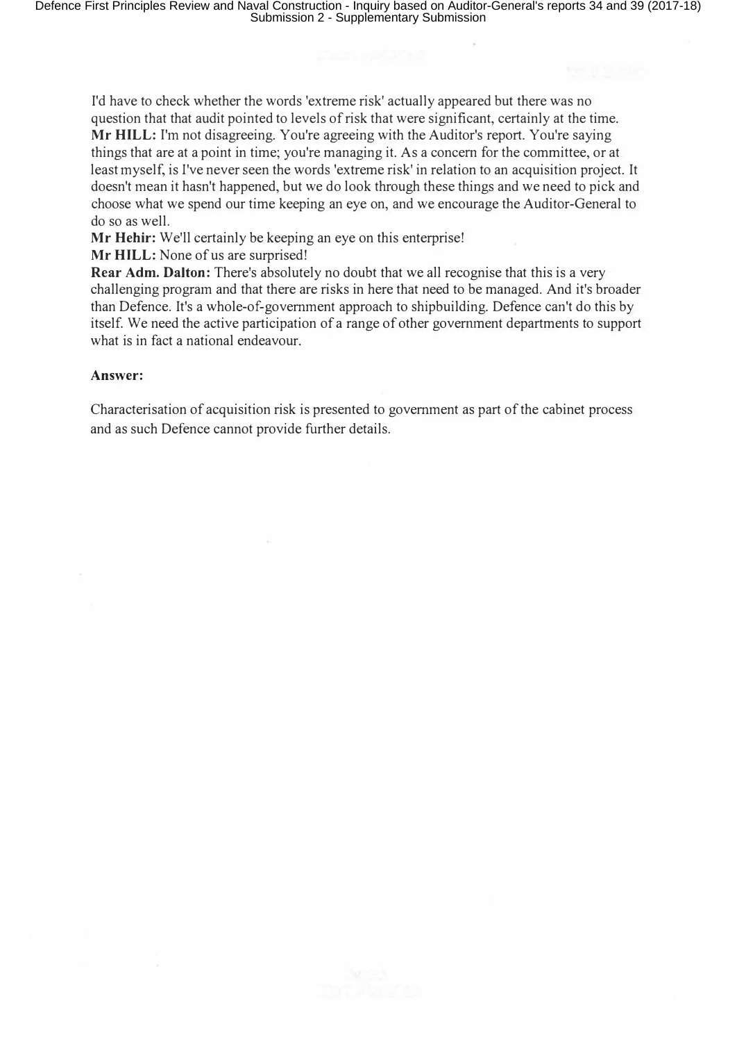I'd have to check whether the words 'extreme risk' actually appeared but there was no question that that audit pointed to levels of risk that were significant, certainly at the time.

**Mr HILL:** I'm not disagreeing. You're agreeing with the Auditor's report. You're saying things that are at a point in time; you're managing it. As a concern for the committee, or at least myself, is I've never seen the words 'extreme risk' in relation to an acquisition project. It doesn't mean it hasn't happened, but we do look through these things and we need to pick and choose what we spend our time keeping an eye on, and we encourage the Auditor-General to do so as well.

**Mr Hehir:** We'll certainly be keeping an eye on this enterprise!

**Mr HILL:** None of us are surprised!

**Rear Adm. Dalton:** There's absolutely no doubt that we all recognise that this is a very challenging program and that there are risks in here that need to be managed. And it's broader than Defence. It's a whole-of-government approach to shipbuilding. Defence can't do this by itself. We need the active participation of a range of other government departments to support what is in fact a national endeavour.

**Answer:**

Characterisation of acquisition risk is presented to government as part of the cabinet process and as such Defence cannot provide further details.